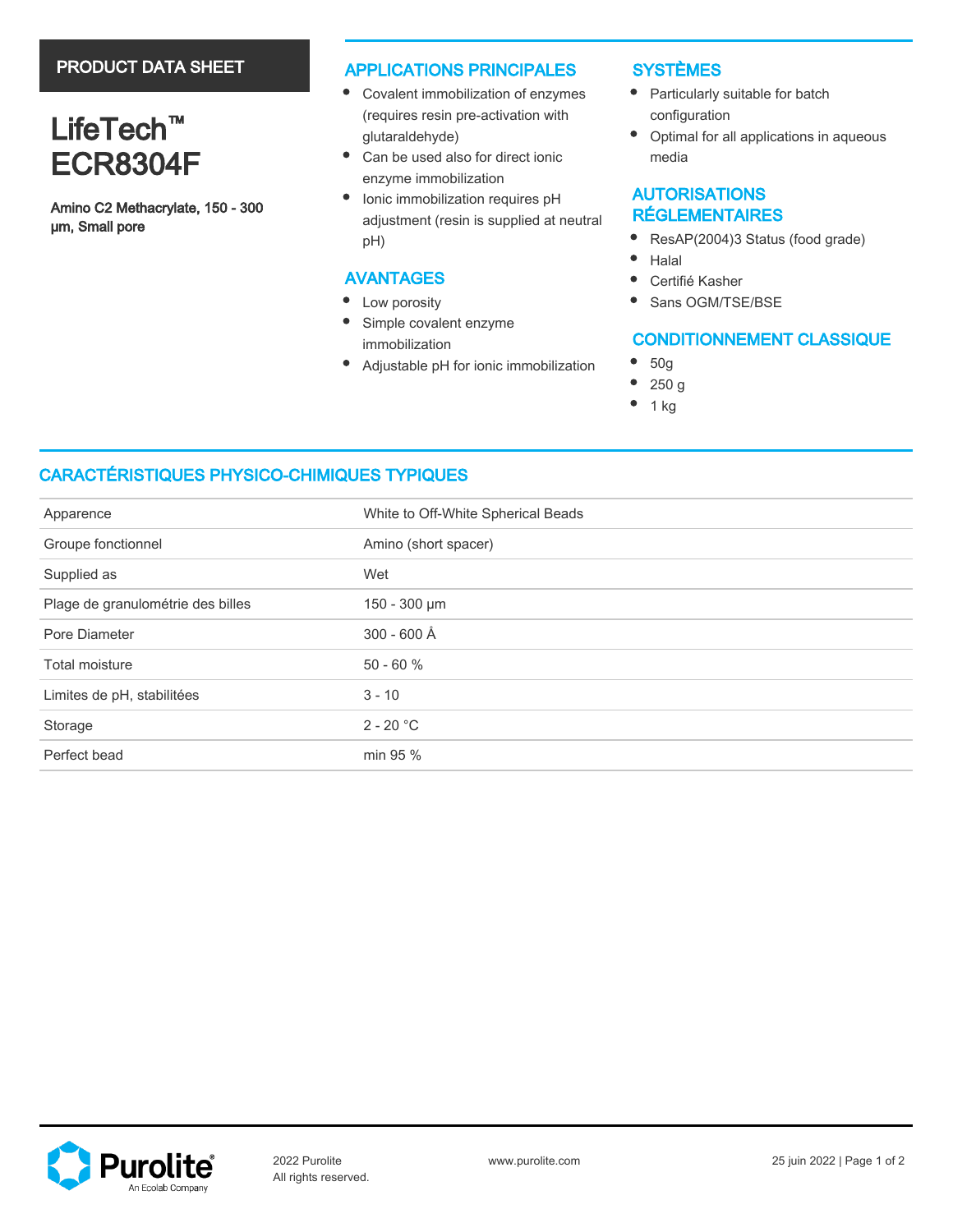PRODUCT DATA SHEET

# LifeTech™ ECR8304F

**Amino C2 Methacrylate, 150 - 300 µm, Small pore**

## APPLICATIONS PRINCIPALES

- Covalent immobilization of enzymes (requires resin pre-activation with glutaraldehyde)
- Can be used also for direct ionic enzyme immobilization
- Ionic immobilization requires pH adjustment (resin is supplied at neutral pH)

## AVANTAGES

- Low porosity
- Simple covalent enzyme immobilization
- Adjustable pH for ionic immobilization

## SYSTÈMES

- Particularly suitable for batch configuration
- Optimal for all applications in aqueous media

## AUTORISATIONS RÉGLEMENTAIRES

- ResAP(2004)3 Status (food grade)
- Halal
- Certifié Kasher
- Sans OGM/TSE/BSE

## CONDITIONNEMENT CLASSIQUE

- 50g
- 250 g
- 1 kg

## CARACTÉRISTIQUES PHYSICO-CHIMIQUES TYPIQUES

| | |
|---|---|
| Apparence | White to Off-White Spherical Beads |
| Groupe fonctionnel | Amino (short spacer) |
| Supplied as | Wet |
| Plage de granulométrie des billes | 150 - 300 µm |
| Pore Diameter | 300 - 600 Å |
| Total moisture | 50 - 60 % |
| Limites de pH, stabilitées | 3 - 10 |
| Storage | 2 - 20 °C |
| Perfect bead | min 95 % |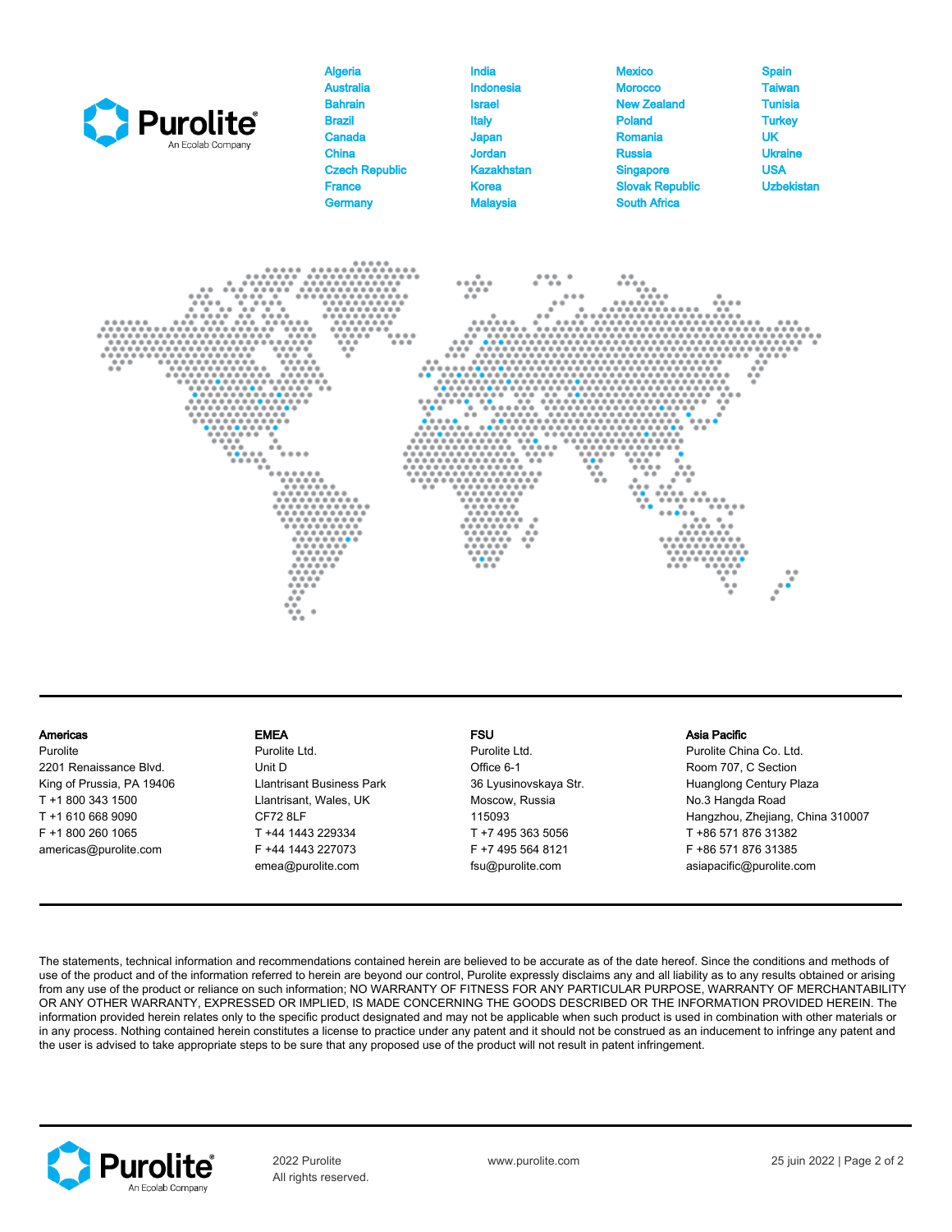Algeria
Australia
Bahrain
Brazil
Canada
China
Czech Republic
France
Germany
India
Indonesia
Israel
Italy
Japan
Jordan
Kazakhstan
Korea
Malaysia
Mexico
Morocco
New Zealand
Poland
Romania
Russia
Singapore
Slovak Republic
South Africa
Spain
Taiwan
Tunisia
Turkey
UK
Ukraine
USA
Uzbekistan

**Americas**
Purolite
2201 Renaissance Blvd.
King of Prussia, PA 19406
T +1 800 343 1500
T +1 610 668 9090
F +1 800 260 1065
americas@purolite.com

**EMEA**
Purolite Ltd.
Unit D
Llantrisant Business Park
Llantrisant, Wales, UK
CF72 8LF
T +44 1443 229334
F +44 1443 227073
emea@purolite.com

**FSU**
Purolite Ltd.
Office 6-1
36 Lyusinovskaya Str.
Moscow, Russia
115093
T +7 495 363 5056
F +7 495 564 8121
fsu@purolite.com

**Asia Pacific**
Purolite China Co. Ltd.
Room 707, C Section
Huanglong Century Plaza
No.3 Hangda Road
Hangzhou, Zhejiang, China 310007
T +86 571 876 31382
F +86 571 876 31385
asiapacific@purolite.com

The statements, technical information and recommendations contained herein are believed to be accurate as of the date hereof. Since the conditions and methods of use of the product and of the information referred to herein are beyond our control, Purolite expressly disclaims any and all liability as to any results obtained or arising from any use of the product or reliance on such information; NO WARRANTY OF FITNESS FOR ANY PARTICULAR PURPOSE, WARRANTY OF MERCHANTABILITY OR ANY OTHER WARRANTY, EXPRESSED OR IMPLIED, IS MADE CONCERNING THE GOODS DESCRIBED OR THE INFORMATION PROVIDED HEREIN. The information provided herein relates only to the specific product designated and may not be applicable when such product is used in combination with other materials or in any process. Nothing contained herein constitutes a license to practice under any patent and it should not be construed as an inducement to infringe any patent and the user is advised to take appropriate steps to be sure that any proposed use of the product will not result in patent infringement.

2022 Purolite
All rights reserved.

www.purolite.com

25 juin 2022